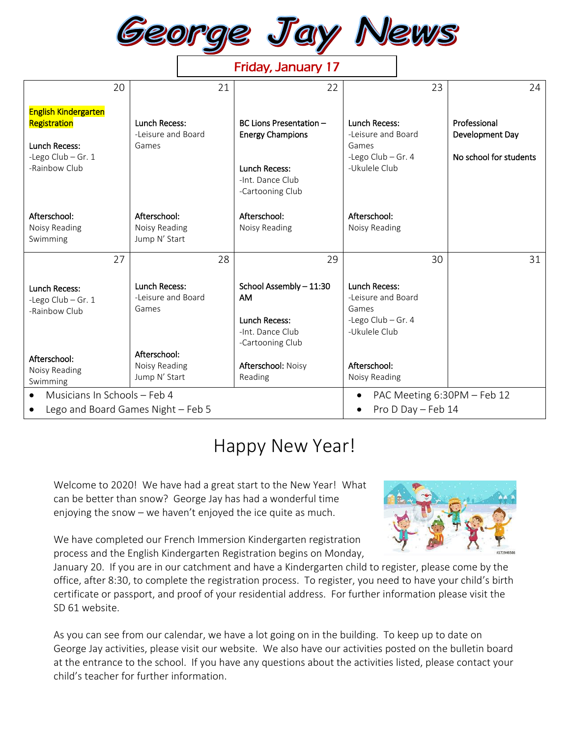# George Jay News

**Friday, January 17**

| 20 | 21 | 22 | 23 | 24 |
|---|---|---|---|---|
| **English Kindergarten Registration**<br><br>**Lunch Recess:**<br>-Lego Club – Gr. 1<br>-Rainbow Club<br><br>**Afterschool:**<br>Noisy Reading<br>Swimming | **Lunch Recess:**<br>-Leisure and Board Games<br><br>**Afterschool:**<br>Noisy Reading<br>Jump N' Start | **BC Lions Presentation – Energy Champions**<br><br>**Lunch Recess:**<br>-Int. Dance Club<br>-Cartooning Club<br><br>**Afterschool:**<br>Noisy Reading | **Lunch Recess:**<br>-Leisure and Board Games<br>-Lego Club – Gr. 4<br>-Ukulele Club<br><br>**Afterschool:**<br>Noisy Reading | **Professional Development Day**<br><br>**No school for students** |
| **27** | **28** | **29** | **30** | **31** |
| **Lunch Recess:**<br>-Lego Club – Gr. 1<br>-Rainbow Club<br><br>**Afterschool:**<br>Noisy Reading<br>Swimming | **Lunch Recess:**<br>-Leisure and Board Games<br><br>**Afterschool:**<br>Noisy Reading<br>Jump N' Start | **School Assembly – 11:30 AM**<br><br>**Lunch Recess:**<br>-Int. Dance Club<br>-Cartooning Club<br><br>**Afterschool:** Noisy Reading | **Lunch Recess:**<br>-Leisure and Board Games<br>-Lego Club – Gr. 4<br>-Ukulele Club<br><br>**Afterschool:**<br>Noisy Reading | |

- Musicians In Schools – Feb 4
- Lego and Board Games Night – Feb 5
- PAC Meeting 6:30PM – Feb 12
- Pro D Day – Feb 14

## Happy New Year!

Welcome to 2020! We have had a great start to the New Year! What can be better than snow? George Jay has had a wonderful time enjoying the snow – we haven't enjoyed the ice quite as much.

We have completed our French Immersion Kindergarten registration process and the English Kindergarten Registration begins on Monday, January 20. If you are in our catchment and have a Kindergarten child to register, please come by the office, after 8:30, to complete the registration process. To register, you need to have your child's birth certificate or passport, and proof of your residential address. For further information please visit the SD 61 website.

As you can see from our calendar, we have a lot going on in the building. To keep up to date on George Jay activities, please visit our website. We also have our activities posted on the bulletin board at the entrance to the school. If you have any questions about the activities listed, please contact your child's teacher for further information.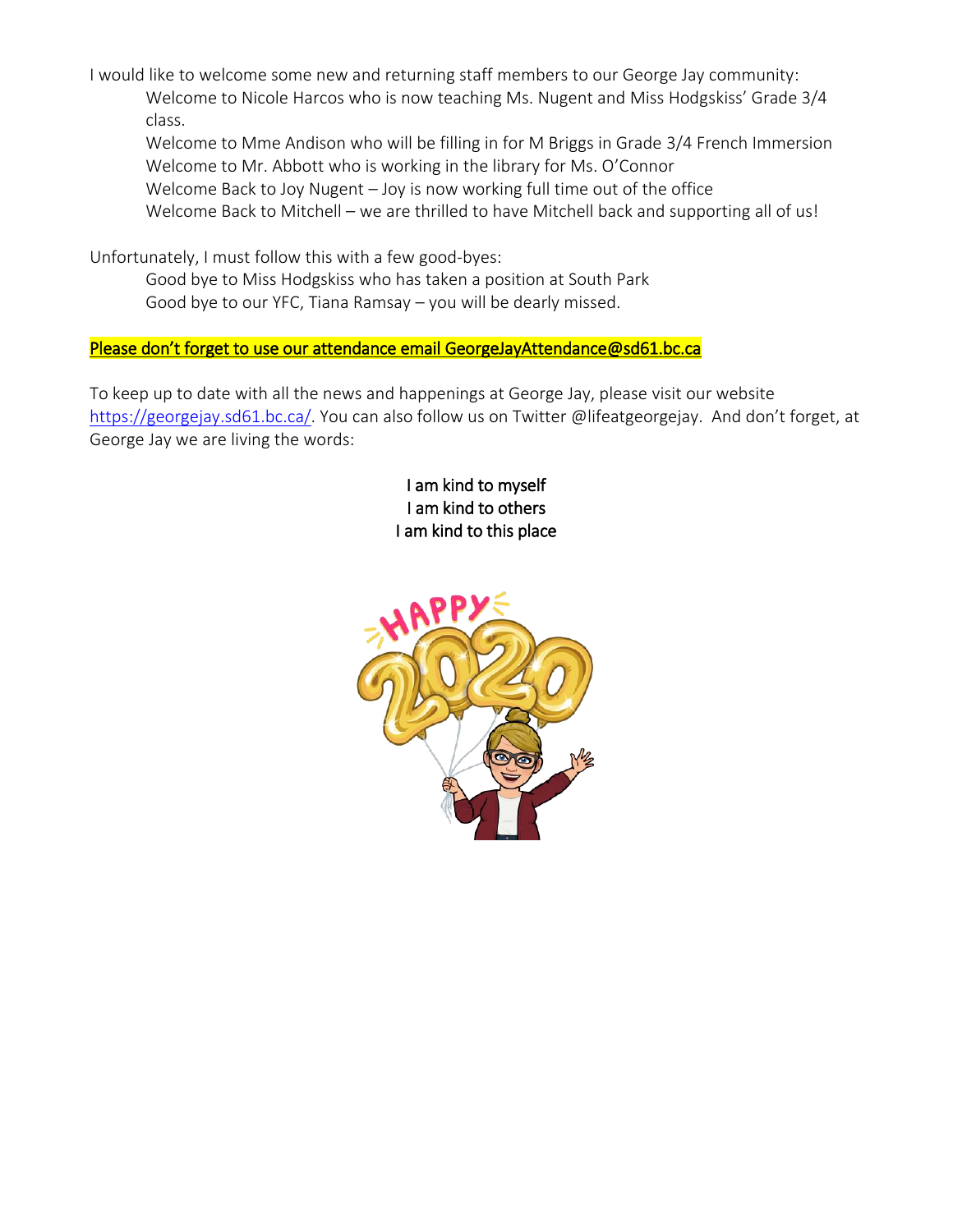I would like to welcome some new and returning staff members to our George Jay community:

Welcome to Nicole Harcos who is now teaching Ms. Nugent and Miss Hodgskiss' Grade 3/4 class.

Welcome to Mme Andison who will be filling in for M Briggs in Grade 3/4 French Immersion

Welcome to Mr. Abbott who is working in the library for Ms. O'Connor

Welcome Back to Joy Nugent – Joy is now working full time out of the office

Welcome Back to Mitchell – we are thrilled to have Mitchell back and supporting all of us!

Unfortunately, I must follow this with a few good-byes:

Good bye to Miss Hodgskiss who has taken a position at South Park

Good bye to our YFC, Tiana Ramsay – you will be dearly missed.

Please don't forget to use our attendance email GeorgeJayAttendance@sd61.bc.ca

To keep up to date with all the news and happenings at George Jay, please visit our website https://georgejay.sd61.bc.ca/. You can also follow us on Twitter @lifeatgeorgejay. And don't forget, at George Jay we are living the words:

I am kind to myself
I am kind to others
I am kind to this place